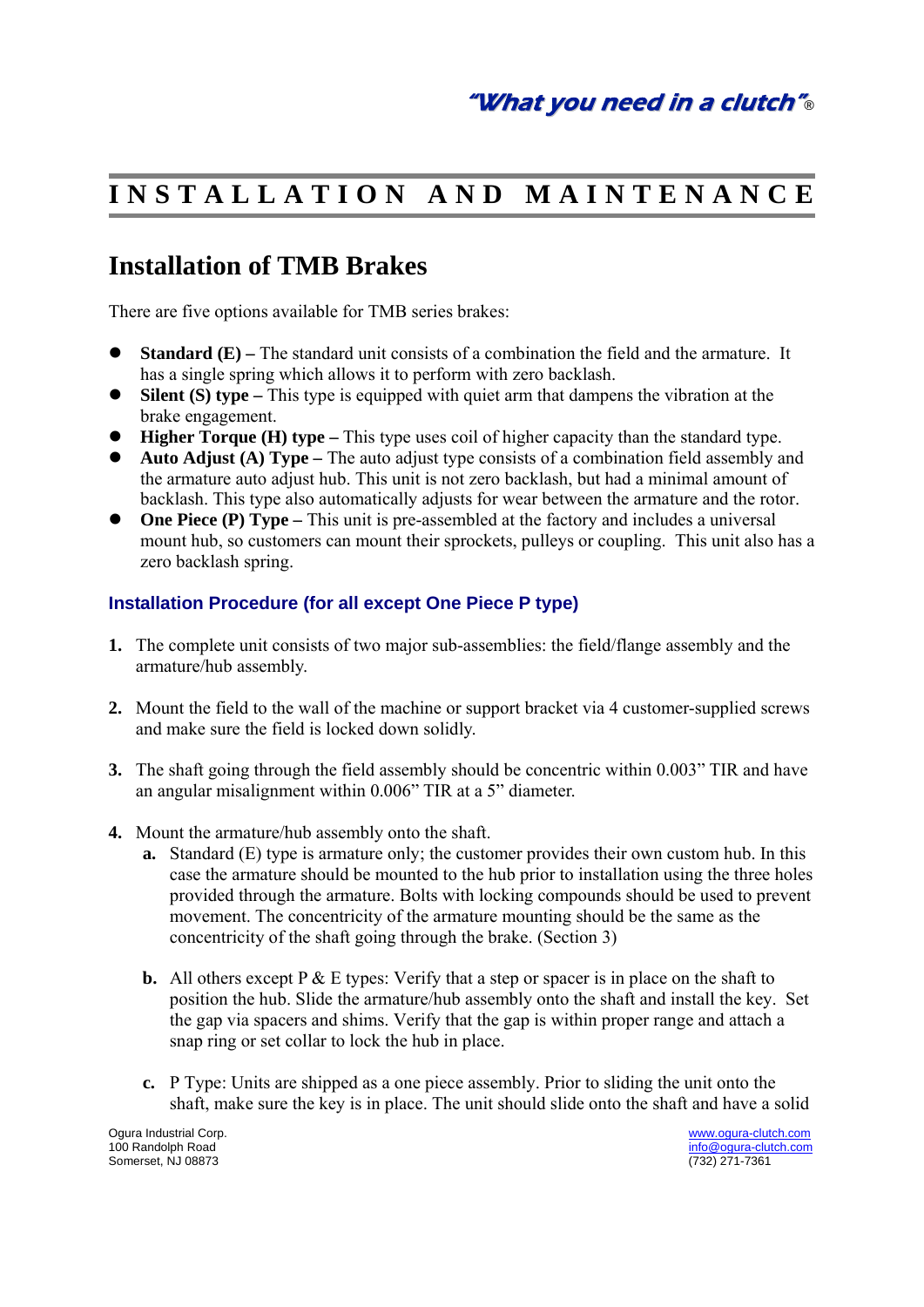*"What you need in a clutch"®*

# INSTALLATION AND MAINTENANCE

## Installation of TMB Brakes

There are five options available for TMB series brakes:

- **Standard (E) –** The standard unit consists of a combination the field and the armature. It has a single spring which allows it to perform with zero backlash.
- **Silent (S) type –** This type is equipped with quiet arm that dampens the vibration at the brake engagement.
- **Higher Torque (H) type –** This type uses coil of higher capacity than the standard type.
- **Auto Adjust (A) Type –** The auto adjust type consists of a combination field assembly and the armature auto adjust hub. This unit is not zero backlash, but had a minimal amount of backlash. This type also automatically adjusts for wear between the armature and the rotor.
- **One Piece (P) Type –** This unit is pre-assembled at the factory and includes a universal mount hub, so customers can mount their sprockets, pulleys or coupling. This unit also has a zero backlash spring.

### Installation Procedure (for all except One Piece P type)

1. The complete unit consists of two major sub-assemblies: the field/flange assembly and the armature/hub assembly.

2. Mount the field to the wall of the machine or support bracket via 4 customer-supplied screws and make sure the field is locked down solidly.

3. The shaft going through the field assembly should be concentric within 0.003" TIR and have an angular misalignment within 0.006" TIR at a 5" diameter.

4. Mount the armature/hub assembly onto the shaft.
   - **a.** Standard (E) type is armature only; the customer provides their own custom hub. In this case the armature should be mounted to the hub prior to installation using the three holes provided through the armature. Bolts with locking compounds should be used to prevent movement. The concentricity of the armature mounting should be the same as the concentricity of the shaft going through the brake. (Section 3)

   - **b.** All others except P & E types: Verify that a step or spacer is in place on the shaft to position the hub. Slide the armature/hub assembly onto the shaft and install the key. Set the gap via spacers and shims. Verify that the gap is within proper range and attach a snap ring or set collar to lock the hub in place.

   - **c.** P Type: Units are shipped as a one piece assembly. Prior to sliding the unit onto the shaft, make sure the key is in place. The unit should slide onto the shaft and have a solid

Ogura Industrial Corp.
100 Randolph Road
Somerset, NJ 08873

www.ogura-clutch.com
info@ogura-clutch.com
(732) 271-7361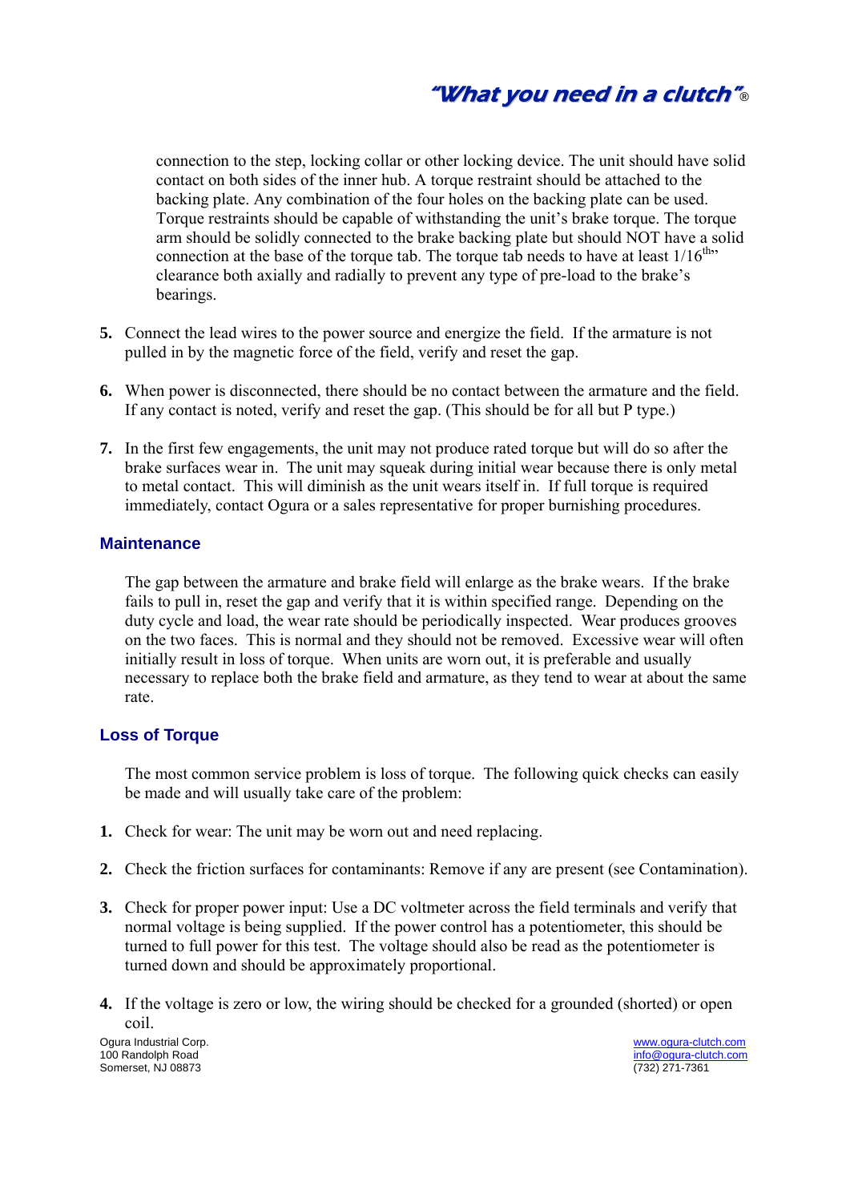connection to the step, locking collar or other locking device. The unit should have solid contact on both sides of the inner hub. A torque restraint should be attached to the backing plate. Any combination of the four holes on the backing plate can be used. Torque restraints should be capable of withstanding the unit's brake torque. The torque arm should be solidly connected to the brake backing plate but should NOT have a solid connection at the base of the torque tab. The torque tab needs to have at least 1/16th" clearance both axially and radially to prevent any type of pre-load to the brake's bearings.

5. Connect the lead wires to the power source and energize the field. If the armature is not pulled in by the magnetic force of the field, verify and reset the gap.

6. When power is disconnected, there should be no contact between the armature and the field. If any contact is noted, verify and reset the gap. (This should be for all but P type.)

7. In the first few engagements, the unit may not produce rated torque but will do so after the brake surfaces wear in. The unit may squeak during initial wear because there is only metal to metal contact. This will diminish as the unit wears itself in. If full torque is required immediately, contact Ogura or a sales representative for proper burnishing procedures.

## Maintenance

The gap between the armature and brake field will enlarge as the brake wears. If the brake fails to pull in, reset the gap and verify that it is within specified range. Depending on the duty cycle and load, the wear rate should be periodically inspected. Wear produces grooves on the two faces. This is normal and they should not be removed. Excessive wear will often initially result in loss of torque. When units are worn out, it is preferable and usually necessary to replace both the brake field and armature, as they tend to wear at about the same rate.

## Loss of Torque

The most common service problem is loss of torque. The following quick checks can easily be made and will usually take care of the problem:

1. Check for wear: The unit may be worn out and need replacing.

2. Check the friction surfaces for contaminants: Remove if any are present (see Contamination).

3. Check for proper power input: Use a DC voltmeter across the field terminals and verify that normal voltage is being supplied. If the power control has a potentiometer, this should be turned to full power for this test. The voltage should also be read as the potentiometer is turned down and should be approximately proportional.

4. If the voltage is zero or low, the wiring should be checked for a grounded (shorted) or open coil.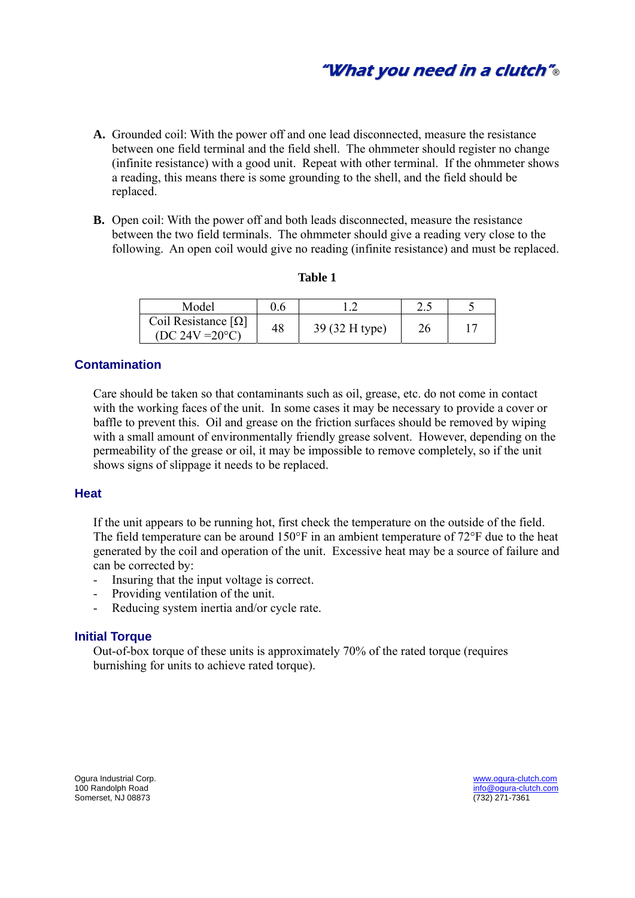**A.** Grounded coil: With the power off and one lead disconnected, measure the resistance between one field terminal and the field shell. The ohmmeter should register no change (infinite resistance) with a good unit. Repeat with other terminal. If the ohmmeter shows a reading, this means there is some grounding to the shell, and the field should be replaced.

**B.** Open coil: With the power off and both leads disconnected, measure the resistance between the two field terminals. The ohmmeter should give a reading very close to the following. An open coil would give no reading (infinite resistance) and must be replaced.

**Table 1**

| Model | 0.6 | 1.2 | 2.5 | 5 |
|---|---|---|---|---|
| Coil Resistance [Ω] (DC 24V =20°C) | 48 | 39 (32 H type) | 26 | 17 |

## Contamination

Care should be taken so that contaminants such as oil, grease, etc. do not come in contact with the working faces of the unit. In some cases it may be necessary to provide a cover or baffle to prevent this. Oil and grease on the friction surfaces should be removed by wiping with a small amount of environmentally friendly grease solvent. However, depending on the permeability of the grease or oil, it may be impossible to remove completely, so if the unit shows signs of slippage it needs to be replaced.

## Heat

If the unit appears to be running hot, first check the temperature on the outside of the field. The field temperature can be around 150°F in an ambient temperature of 72°F due to the heat generated by the coil and operation of the unit. Excessive heat may be a source of failure and can be corrected by:

- Insuring that the input voltage is correct.
- Providing ventilation of the unit.
- Reducing system inertia and/or cycle rate.

## Initial Torque

Out-of-box torque of these units is approximately 70% of the rated torque (requires burnishing for units to achieve rated torque).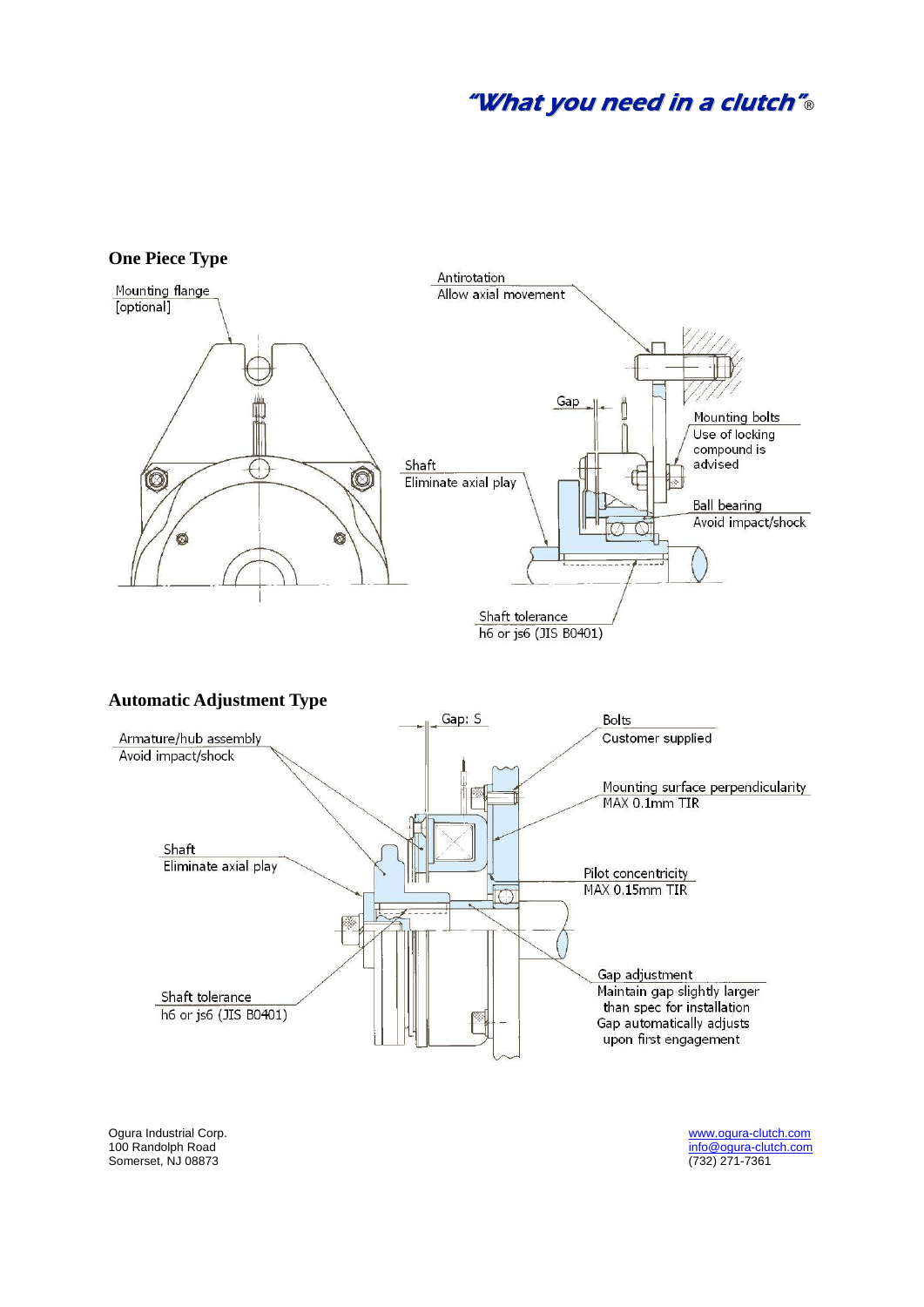## One Piece Type

Mounting flange
[optional]

Antirotation
Allow axial movement

Gap

Mounting bolts
Use of locking compound is advised

Shaft
Eliminate axial play

Ball bearing
Avoid impact/shock

Shaft tolerance
h6 or js6 (JIS B0401)

## Automatic Adjustment Type

Gap: S

Bolts
Customer supplied

Armature/hub assembly
Avoid impact/shock

Mounting surface perpendicularity
MAX 0.1mm TIR

Shaft
Eliminate axial play

Pilot concentricity
MAX 0.15mm TIR

Gap adjustment
Maintain gap slightly larger than spec for installation
Gap automatically adjusts upon first engagement

Shaft tolerance
h6 or js6 (JIS B0401)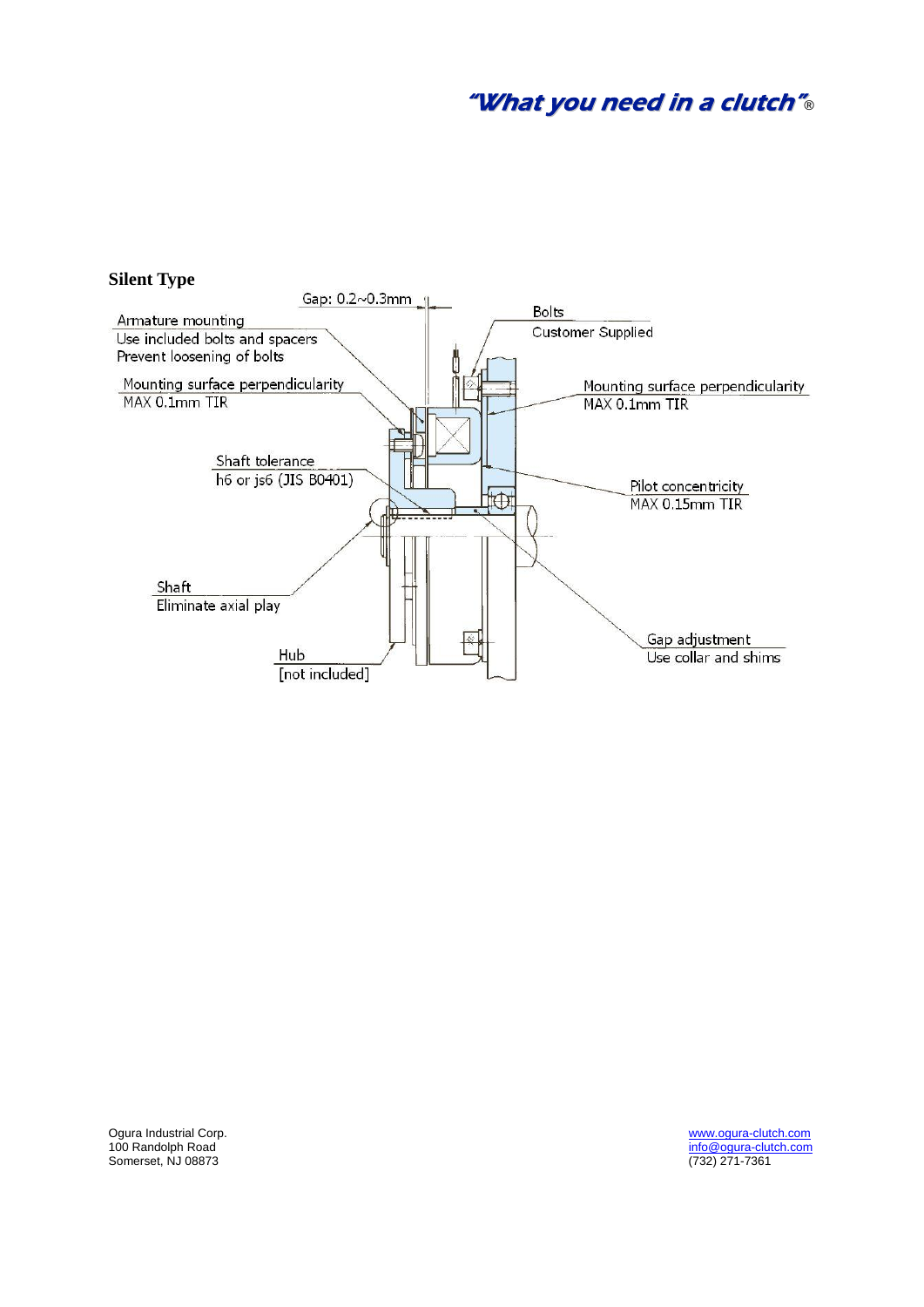## Silent Type

Gap: 0.2~0.3mm

Armature mounting
Use included bolts and spacers
Prevent loosening of bolts

Bolts
Customer Supplied

Mounting surface perpendicularity
MAX 0.1mm TIR

Mounting surface perpendicularity
MAX 0.1mm TIR

Shaft tolerance
h6 or js6 (JIS B0401)

Pilot concentricity
MAX 0.15mm TIR

Shaft
Eliminate axial play

Gap adjustment
Use collar and shims

Hub
[not included]

Ogura Industrial Corp.
100 Randolph Road
Somerset, NJ 08873

www.ogura-clutch.com
info@ogura-clutch.com
(732) 271-7361